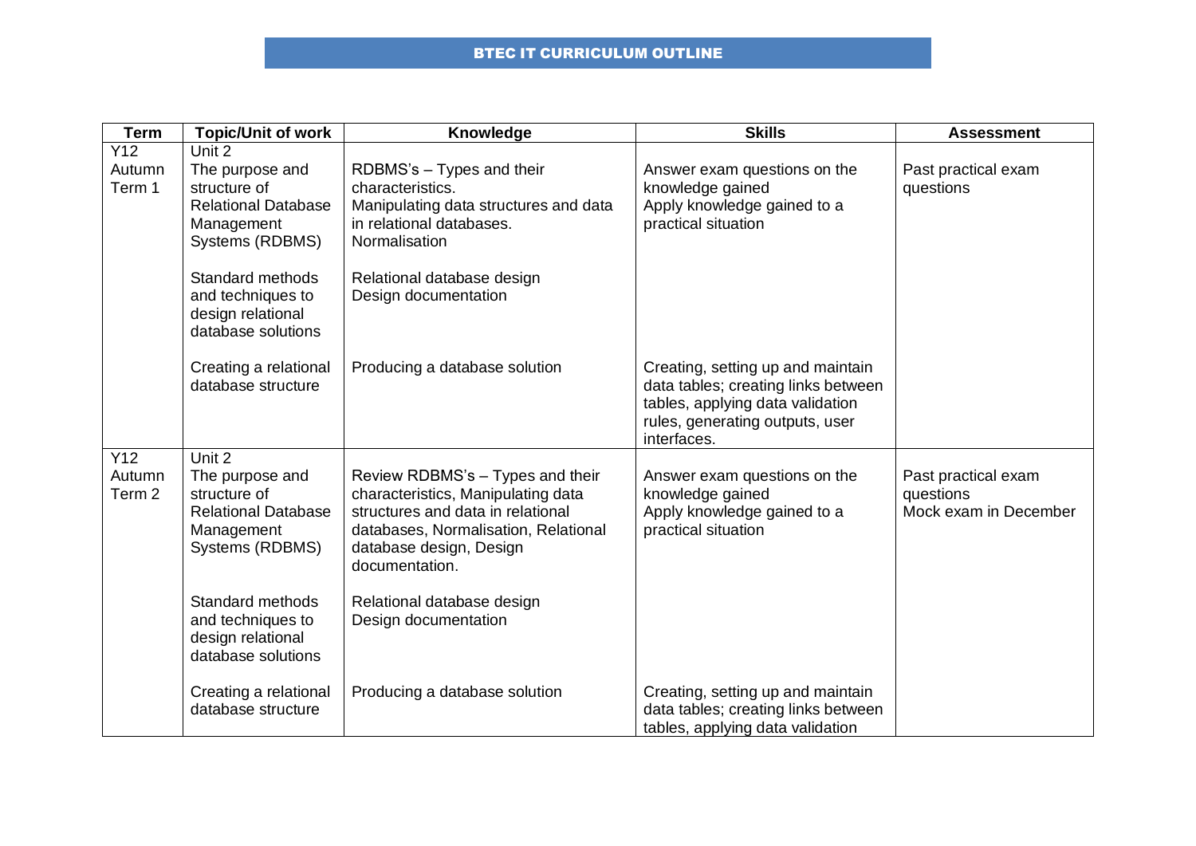# BTEC IT CURRICULUM OUTLINE

| Term | Topic/Unit of work | Knowledge | Skills | Assessment |
|---|---|---|---|---|
| Y12 Autumn Term 1 | Unit 2<br>The purpose and structure of Relational Database Management Systems (RDBMS) | RDBMS's – Types and their characteristics.<br>Manipulating data structures and data in relational databases.<br>Normalisation | Answer exam questions on the knowledge gained<br>Apply knowledge gained to a practical situation | Past practical exam questions |
| | Standard methods and techniques to design relational database solutions | Relational database design<br>Design documentation | | |
| | Creating a relational database structure | Producing a database solution | Creating, setting up and maintain data tables; creating links between tables, applying data validation rules, generating outputs, user interfaces. | |
| Y12 Autumn Term 2 | Unit 2<br>The purpose and structure of Relational Database Management Systems (RDBMS) | Review RDBMS's – Types and their characteristics, Manipulating data structures and data in relational databases, Normalisation, Relational database design, Design documentation. | Answer exam questions on the knowledge gained<br>Apply knowledge gained to a practical situation | Past practical exam questions<br>Mock exam in December |
| | Standard methods and techniques to design relational database solutions | Relational database design<br>Design documentation | | |
| | Creating a relational database structure | Producing a database solution | Creating, setting up and maintain data tables; creating links between tables, applying data validation | |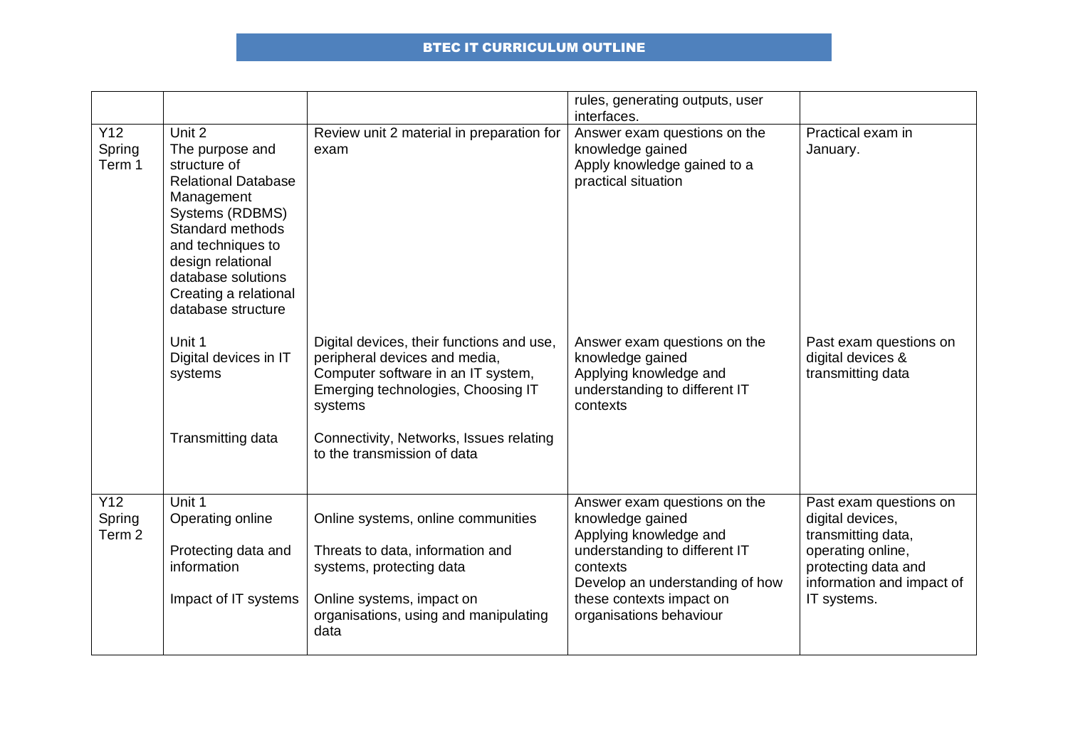# BTEC IT CURRICULUM OUTLINE

| | | | | |
|---|---|---|---|---|
| | | | rules, generating outputs, user interfaces. | |
| Y12 Spring Term 1 | Unit 2<br>The purpose and structure of Relational Database Management Systems (RDBMS)<br>Standard methods and techniques to design relational database solutions<br>Creating a relational database structure | Review unit 2 material in preparation for exam | Answer exam questions on the knowledge gained<br>Apply knowledge gained to a practical situation | Practical exam in January. |
| | Unit 1<br>Digital devices in IT systems<br><br>Transmitting data | Digital devices, their functions and use, peripheral devices and media, Computer software in an IT system, Emerging technologies, Choosing IT systems<br><br>Connectivity, Networks, Issues relating to the transmission of data | Answer exam questions on the knowledge gained<br>Applying knowledge and understanding to different IT contexts | Past exam questions on digital devices & transmitting data |
| Y12 Spring Term 2 | Unit 1<br>Operating online<br><br>Protecting data and information<br><br>Impact of IT systems | Online systems, online communities<br><br>Threats to data, information and systems, protecting data<br><br>Online systems, impact on organisations, using and manipulating data | Answer exam questions on the knowledge gained<br>Applying knowledge and understanding to different IT contexts<br>Develop an understanding of how these contexts impact on organisations behaviour | Past exam questions on digital devices, transmitting data, operating online, protecting data and information and impact of IT systems. |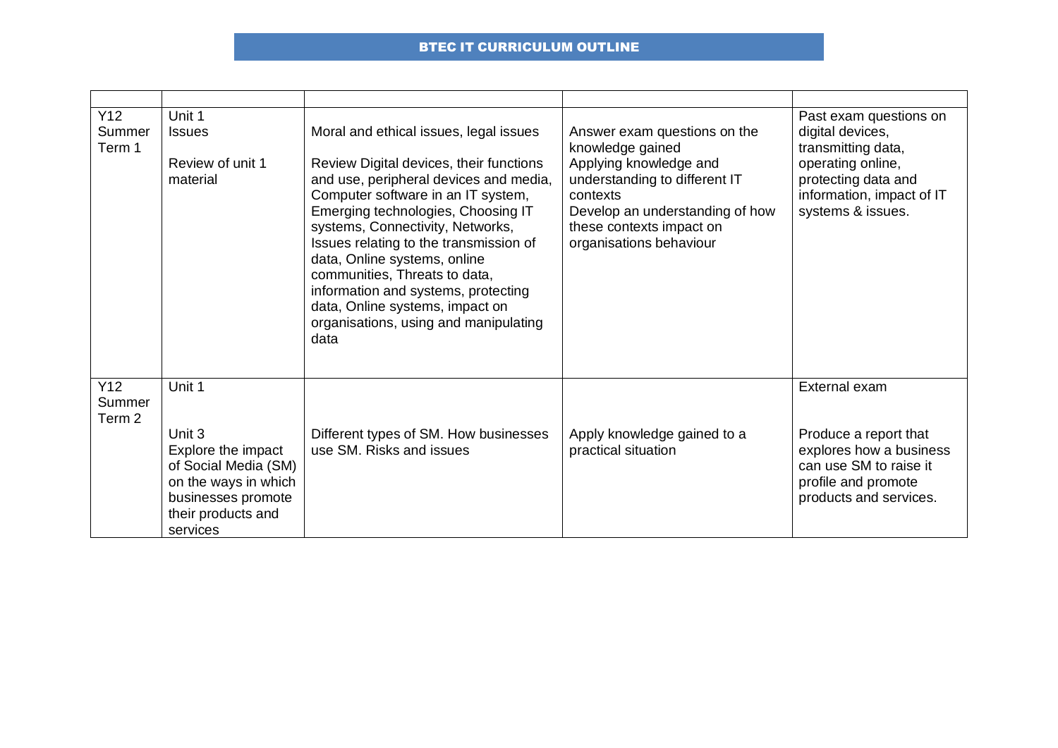## BTEC IT CURRICULUM OUTLINE

| | | | | |
|---|---|---|---|---|
| Y12 Summer Term 1 | Unit 1<br>Issues<br><br>Review of unit 1 material | Moral and ethical issues, legal issues<br><br>Review Digital devices, their functions and use, peripheral devices and media, Computer software in an IT system, Emerging technologies, Choosing IT systems, Connectivity, Networks, Issues relating to the transmission of data, Online systems, online communities, Threats to data, information and systems, protecting data, Online systems, impact on organisations, using and manipulating data | Answer exam questions on the knowledge gained<br>Applying knowledge and understanding to different IT contexts<br>Develop an understanding of how these contexts impact on organisations behaviour | Past exam questions on digital devices, transmitting data, operating online, protecting data and information, impact of IT systems & issues. |
| Y12 Summer Term 2 | Unit 1<br><br>Unit 3<br>Explore the impact of Social Media (SM) on the ways in which businesses promote their products and services | Different types of SM. How businesses use SM. Risks and issues | Apply knowledge gained to a practical situation | External exam<br><br>Produce a report that explores how a business can use SM to raise it profile and promote products and services. |